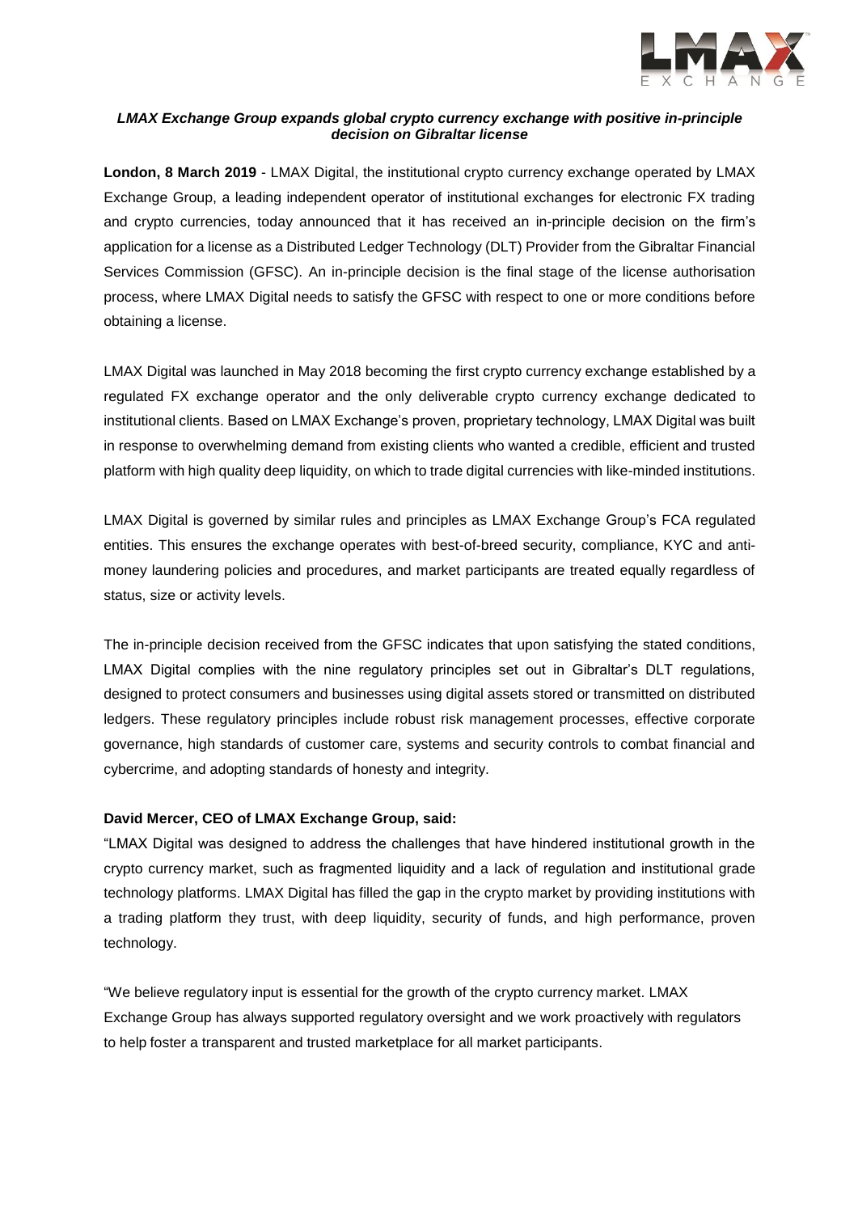***LMAX Exchange Group expands global crypto currency exchange with positive in-principle decision on Gibraltar license***

**London, 8 March 2019** - LMAX Digital, the institutional crypto currency exchange operated by LMAX Exchange Group, a leading independent operator of institutional exchanges for electronic FX trading and crypto currencies, today announced that it has received an in-principle decision on the firm's application for a license as a Distributed Ledger Technology (DLT) Provider from the Gibraltar Financial Services Commission (GFSC). An in-principle decision is the final stage of the license authorisation process, where LMAX Digital needs to satisfy the GFSC with respect to one or more conditions before obtaining a license.

LMAX Digital was launched in May 2018 becoming the first crypto currency exchange established by a regulated FX exchange operator and the only deliverable crypto currency exchange dedicated to institutional clients. Based on LMAX Exchange's proven, proprietary technology, LMAX Digital was built in response to overwhelming demand from existing clients who wanted a credible, efficient and trusted platform with high quality deep liquidity, on which to trade digital currencies with like-minded institutions.

LMAX Digital is governed by similar rules and principles as LMAX Exchange Group's FCA regulated entities. This ensures the exchange operates with best-of-breed security, compliance, KYC and anti-money laundering policies and procedures, and market participants are treated equally regardless of status, size or activity levels.

The in-principle decision received from the GFSC indicates that upon satisfying the stated conditions, LMAX Digital complies with the nine regulatory principles set out in Gibraltar's DLT regulations, designed to protect consumers and businesses using digital assets stored or transmitted on distributed ledgers. These regulatory principles include robust risk management processes, effective corporate governance, high standards of customer care, systems and security controls to combat financial and cybercrime, and adopting standards of honesty and integrity.

**David Mercer, CEO of LMAX Exchange Group, said:**

"LMAX Digital was designed to address the challenges that have hindered institutional growth in the crypto currency market, such as fragmented liquidity and a lack of regulation and institutional grade technology platforms. LMAX Digital has filled the gap in the crypto market by providing institutions with a trading platform they trust, with deep liquidity, security of funds, and high performance, proven technology.

"We believe regulatory input is essential for the growth of the crypto currency market. LMAX Exchange Group has always supported regulatory oversight and we work proactively with regulators to help foster a transparent and trusted marketplace for all market participants.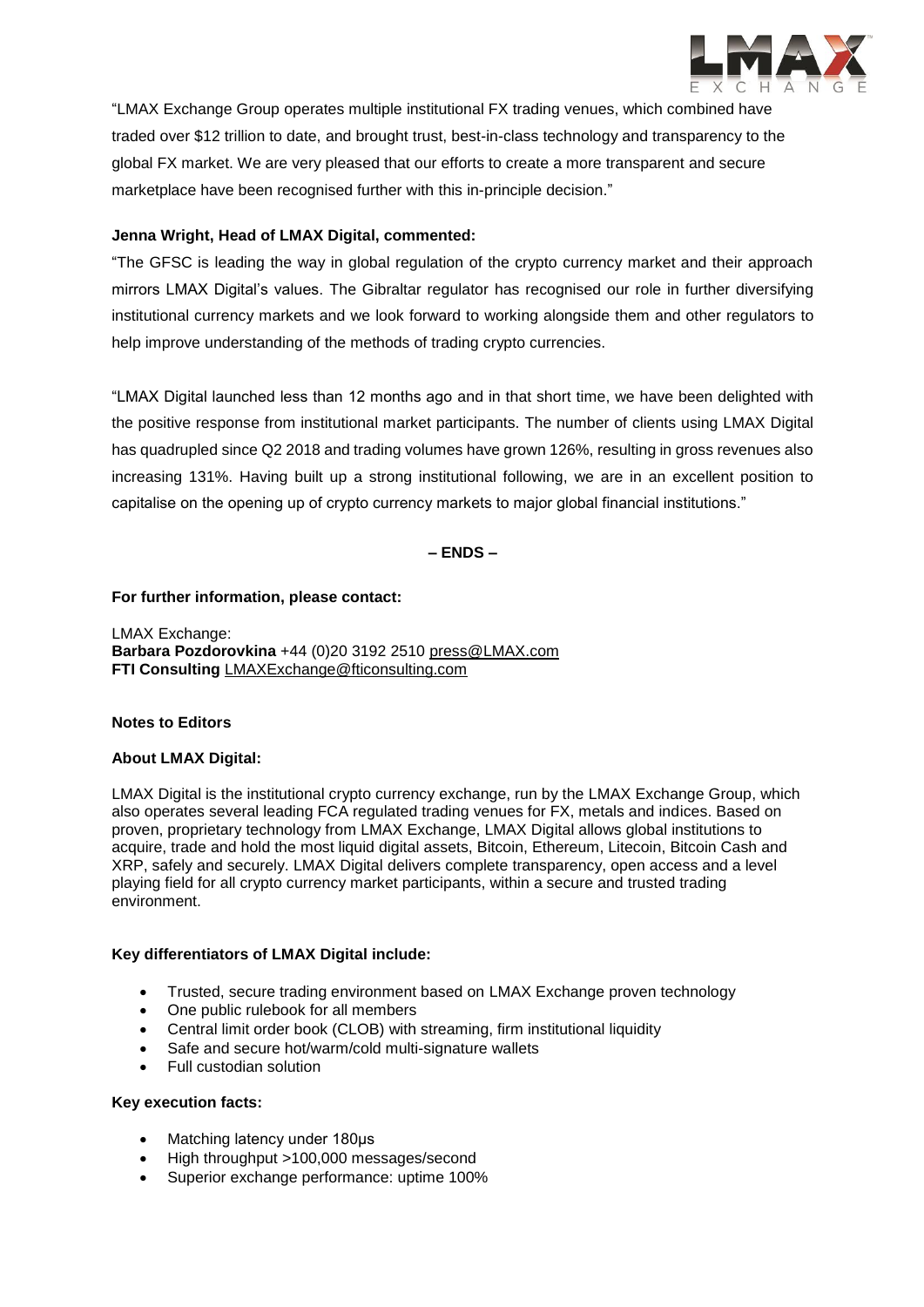"LMAX Exchange Group operates multiple institutional FX trading venues, which combined have traded over $12 trillion to date, and brought trust, best-in-class technology and transparency to the global FX market. We are very pleased that our efforts to create a more transparent and secure marketplace have been recognised further with this in-principle decision."

**Jenna Wright, Head of LMAX Digital, commented:**

"The GFSC is leading the way in global regulation of the crypto currency market and their approach mirrors LMAX Digital's values. The Gibraltar regulator has recognised our role in further diversifying institutional currency markets and we look forward to working alongside them and other regulators to help improve understanding of the methods of trading crypto currencies.

"LMAX Digital launched less than 12 months ago and in that short time, we have been delighted with the positive response from institutional market participants. The number of clients using LMAX Digital has quadrupled since Q2 2018 and trading volumes have grown 126%, resulting in gross revenues also increasing 131%. Having built up a strong institutional following, we are in an excellent position to capitalise on the opening up of crypto currency markets to major global financial institutions."

**– ENDS –**

**For further information, please contact:**

LMAX Exchange:
**Barbara Pozdorovkina** +44 (0)20 3192 2510 press@LMAX.com
**FTI Consulting** LMAXExchange@fticonsulting.com

**Notes to Editors**

**About LMAX Digital:**

LMAX Digital is the institutional crypto currency exchange, run by the LMAX Exchange Group, which also operates several leading FCA regulated trading venues for FX, metals and indices. Based on proven, proprietary technology from LMAX Exchange, LMAX Digital allows global institutions to acquire, trade and hold the most liquid digital assets, Bitcoin, Ethereum, Litecoin, Bitcoin Cash and XRP, safely and securely. LMAX Digital delivers complete transparency, open access and a level playing field for all crypto currency market participants, within a secure and trusted trading environment.

**Key differentiators of LMAX Digital include:**

- Trusted, secure trading environment based on LMAX Exchange proven technology
- One public rulebook for all members
- Central limit order book (CLOB) with streaming, firm institutional liquidity
- Safe and secure hot/warm/cold multi-signature wallets
- Full custodian solution

**Key execution facts:**

- Matching latency under 180μs
- High throughput >100,000 messages/second
- Superior exchange performance: uptime 100%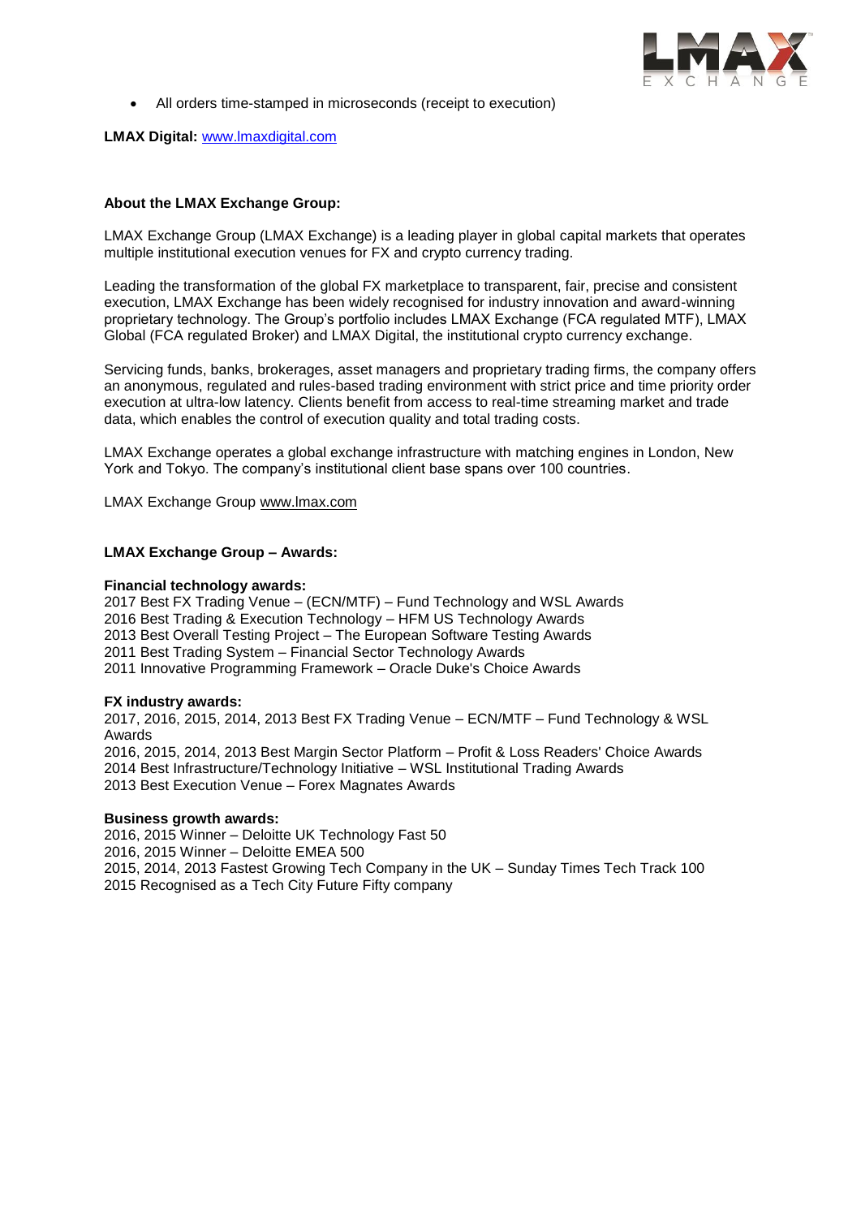- All orders time-stamped in microseconds (receipt to execution)

**LMAX Digital:** [www.lmaxdigital.com](http://www.lmaxdigital.com)

**About the LMAX Exchange Group:**

LMAX Exchange Group (LMAX Exchange) is a leading player in global capital markets that operates multiple institutional execution venues for FX and crypto currency trading.

Leading the transformation of the global FX marketplace to transparent, fair, precise and consistent execution, LMAX Exchange has been widely recognised for industry innovation and award-winning proprietary technology. The Group's portfolio includes LMAX Exchange (FCA regulated MTF), LMAX Global (FCA regulated Broker) and LMAX Digital, the institutional crypto currency exchange.

Servicing funds, banks, brokerages, asset managers and proprietary trading firms, the company offers an anonymous, regulated and rules-based trading environment with strict price and time priority order execution at ultra-low latency. Clients benefit from access to real-time streaming market and trade data, which enables the control of execution quality and total trading costs.

LMAX Exchange operates a global exchange infrastructure with matching engines in London, New York and Tokyo. The company's institutional client base spans over 100 countries.

LMAX Exchange Group [www.lmax.com](http://www.lmax.com)

**LMAX Exchange Group – Awards:**

**Financial technology awards:**
2017 Best FX Trading Venue – (ECN/MTF) – Fund Technology and WSL Awards
2016 Best Trading & Execution Technology – HFM US Technology Awards
2013 Best Overall Testing Project – The European Software Testing Awards
2011 Best Trading System – Financial Sector Technology Awards
2011 Innovative Programming Framework – Oracle Duke's Choice Awards

**FX industry awards:**
2017, 2016, 2015, 2014, 2013 Best FX Trading Venue – ECN/MTF – Fund Technology & WSL Awards
2016, 2015, 2014, 2013 Best Margin Sector Platform – Profit & Loss Readers' Choice Awards
2014 Best Infrastructure/Technology Initiative – WSL Institutional Trading Awards
2013 Best Execution Venue – Forex Magnates Awards

**Business growth awards:**
2016, 2015 Winner – Deloitte UK Technology Fast 50
2016, 2015 Winner – Deloitte EMEA 500
2015, 2014, 2013 Fastest Growing Tech Company in the UK – Sunday Times Tech Track 100
2015 Recognised as a Tech City Future Fifty company